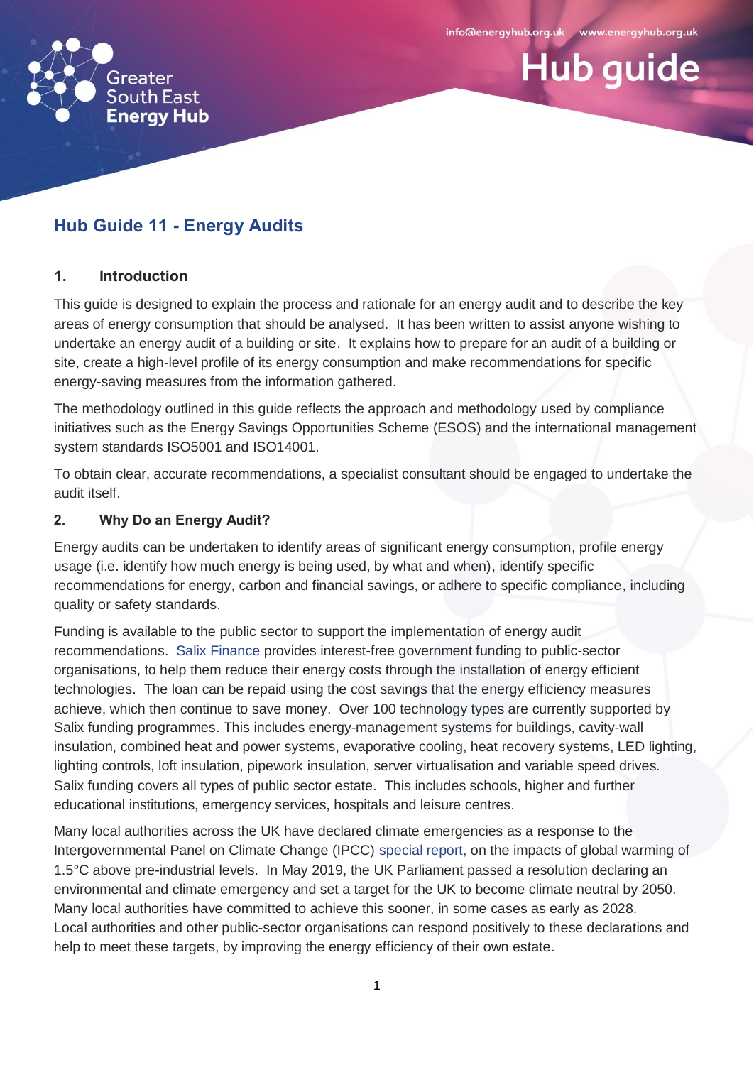Greater South East Energy Hub

info@energyhub.org.uk www.energyhub.org.uk

Hub guide

# Hub Guide 11 - Energy Audits

## 1. Introduction

This guide is designed to explain the process and rationale for an energy audit and to describe the key areas of energy consumption that should be analysed. It has been written to assist anyone wishing to undertake an energy audit of a building or site. It explains how to prepare for an audit of a building or site, create a high-level profile of its energy consumption and make recommendations for specific energy-saving measures from the information gathered.

The methodology outlined in this guide reflects the approach and methodology used by compliance initiatives such as the Energy Savings Opportunities Scheme (ESOS) and the international management system standards ISO5001 and ISO14001.

To obtain clear, accurate recommendations, a specialist consultant should be engaged to undertake the audit itself.

## 2. Why Do an Energy Audit?

Energy audits can be undertaken to identify areas of significant energy consumption, profile energy usage (i.e. identify how much energy is being used, by what and when), identify specific recommendations for energy, carbon and financial savings, or adhere to specific compliance, including quality or safety standards.

Funding is available to the public sector to support the implementation of energy audit recommendations. Salix Finance provides interest-free government funding to public-sector organisations, to help them reduce their energy costs through the installation of energy efficient technologies. The loan can be repaid using the cost savings that the energy efficiency measures achieve, which then continue to save money. Over 100 technology types are currently supported by Salix funding programmes. This includes energy-management systems for buildings, cavity-wall insulation, combined heat and power systems, evaporative cooling, heat recovery systems, LED lighting, lighting controls, loft insulation, pipework insulation, server virtualisation and variable speed drives. Salix funding covers all types of public sector estate. This includes schools, higher and further educational institutions, emergency services, hospitals and leisure centres.

Many local authorities across the UK have declared climate emergencies as a response to the Intergovernmental Panel on Climate Change (IPCC) special report, on the impacts of global warming of 1.5°C above pre-industrial levels. In May 2019, the UK Parliament passed a resolution declaring an environmental and climate emergency and set a target for the UK to become climate neutral by 2050. Many local authorities have committed to achieve this sooner, in some cases as early as 2028. Local authorities and other public-sector organisations can respond positively to these declarations and help to meet these targets, by improving the energy efficiency of their own estate.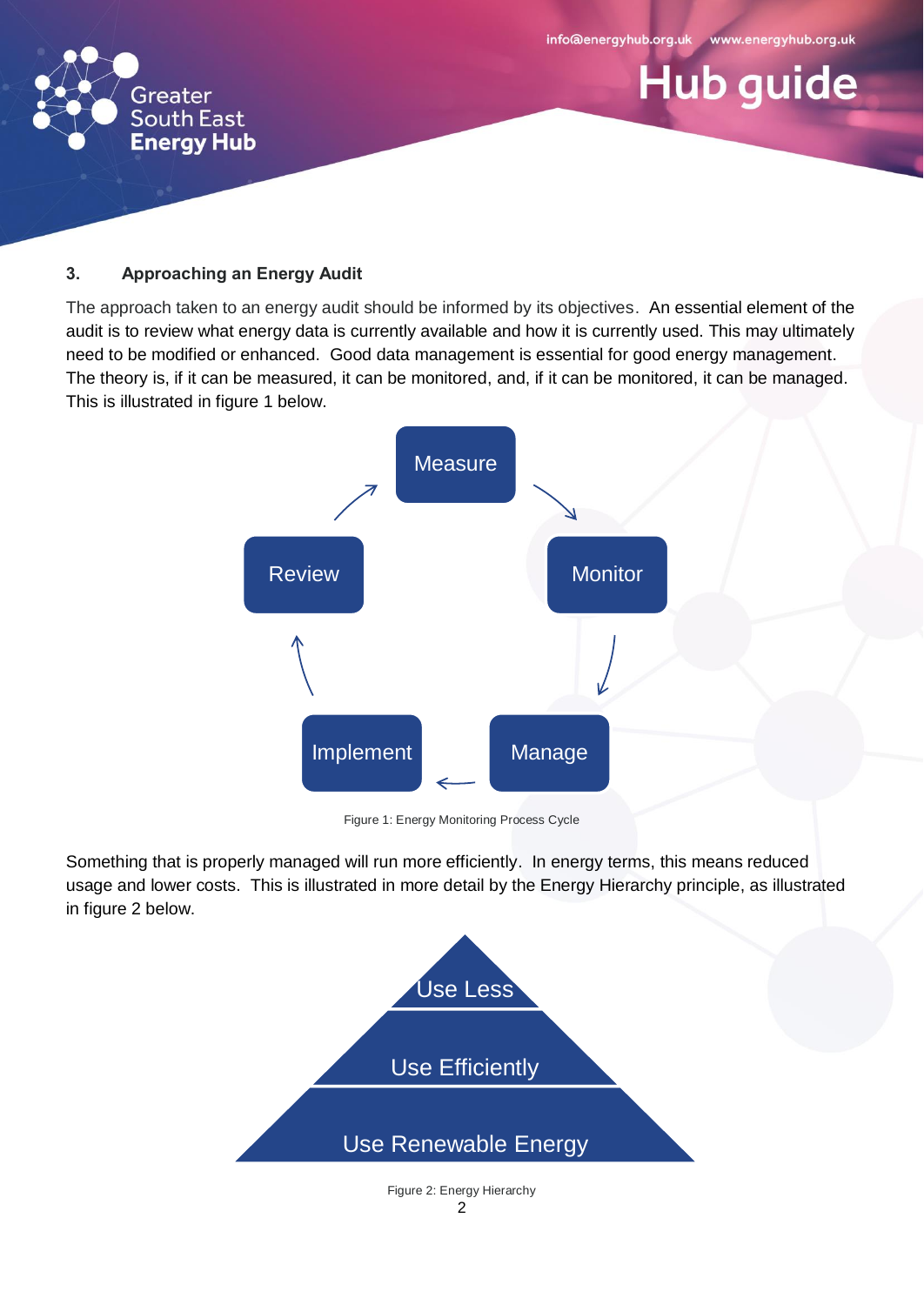## 3. Approaching an Energy Audit

The approach taken to an energy audit should be informed by its objectives. An essential element of the audit is to review what energy data is currently available and how it is currently used. This may ultimately need to be modified or enhanced. Good data management is essential for good energy management. The theory is, if it can be measured, it can be monitored, and, if it can be monitored, it can be managed. This is illustrated in figure 1 below.

Measure → Monitor → Manage → Implement → Review → Measure

Figure 1: Energy Monitoring Process Cycle

Something that is properly managed will run more efficiently. In energy terms, this means reduced usage and lower costs. This is illustrated in more detail by the Energy Hierarchy principle, as illustrated in figure 2 below.

- Use Less
- Use Efficiently
- Use Renewable Energy

Figure 2: Energy Hierarchy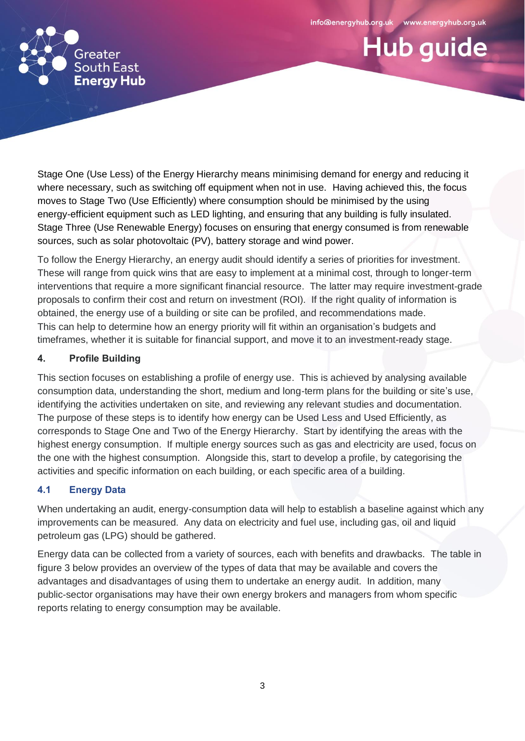Stage One (Use Less) of the Energy Hierarchy means minimising demand for energy and reducing it where necessary, such as switching off equipment when not in use. Having achieved this, the focus moves to Stage Two (Use Efficiently) where consumption should be minimised by the using energy-efficient equipment such as LED lighting, and ensuring that any building is fully insulated. Stage Three (Use Renewable Energy) focuses on ensuring that energy consumed is from renewable sources, such as solar photovoltaic (PV), battery storage and wind power.

To follow the Energy Hierarchy, an energy audit should identify a series of priorities for investment. These will range from quick wins that are easy to implement at a minimal cost, through to longer-term interventions that require a more significant financial resource. The latter may require investment-grade proposals to confirm their cost and return on investment (ROI). If the right quality of information is obtained, the energy use of a building or site can be profiled, and recommendations made. This can help to determine how an energy priority will fit within an organisation's budgets and timeframes, whether it is suitable for financial support, and move it to an investment-ready stage.

## 4. Profile Building

This section focuses on establishing a profile of energy use. This is achieved by analysing available consumption data, understanding the short, medium and long-term plans for the building or site's use, identifying the activities undertaken on site, and reviewing any relevant studies and documentation. The purpose of these steps is to identify how energy can be Used Less and Used Efficiently, as corresponds to Stage One and Two of the Energy Hierarchy. Start by identifying the areas with the highest energy consumption. If multiple energy sources such as gas and electricity are used, focus on the one with the highest consumption. Alongside this, start to develop a profile, by categorising the activities and specific information on each building, or each specific area of a building.

### 4.1 Energy Data

When undertaking an audit, energy-consumption data will help to establish a baseline against which any improvements can be measured. Any data on electricity and fuel use, including gas, oil and liquid petroleum gas (LPG) should be gathered.

Energy data can be collected from a variety of sources, each with benefits and drawbacks. The table in figure 3 below provides an overview of the types of data that may be available and covers the advantages and disadvantages of using them to undertake an energy audit. In addition, many public-sector organisations may have their own energy brokers and managers from whom specific reports relating to energy consumption may be available.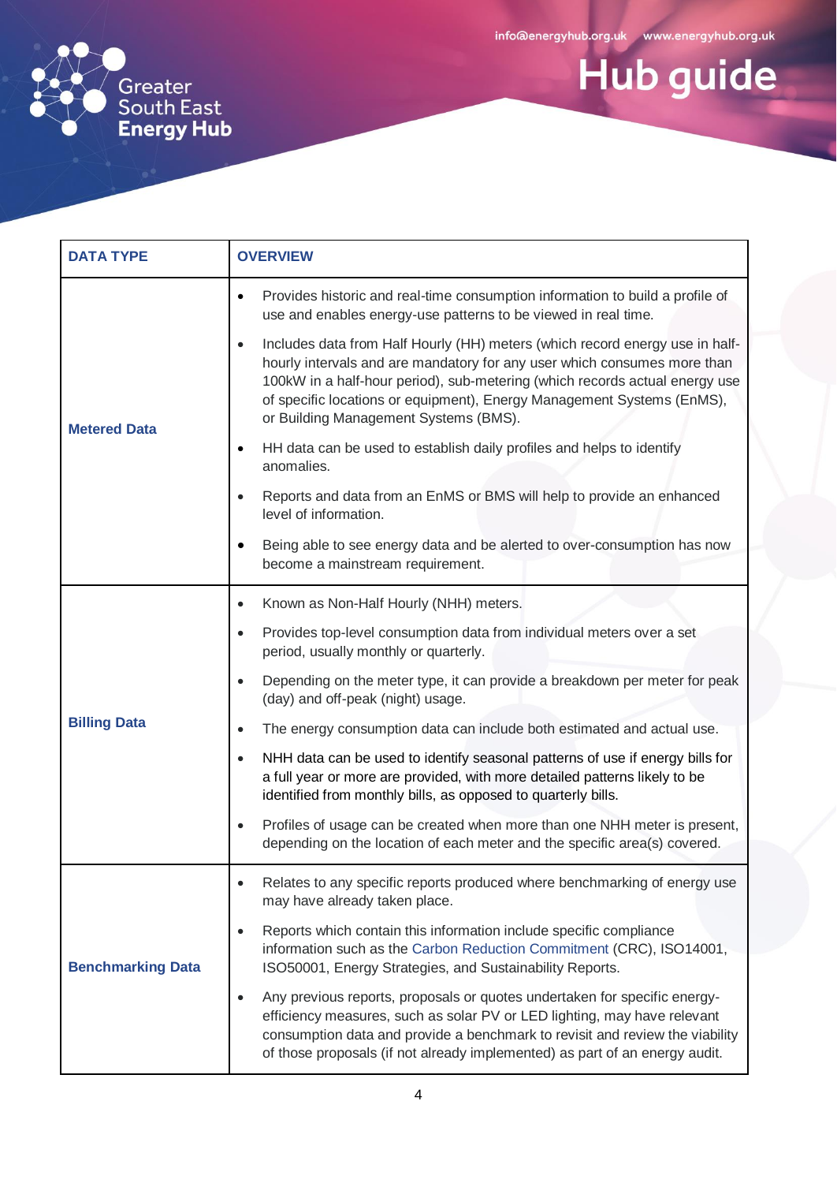| DATA TYPE | OVERVIEW |
|---|---|
| **Metered Data** | • Provides historic and real-time consumption information to build a profile of use and enables energy-use patterns to be viewed in real time.<br>• Includes data from Half Hourly (HH) meters (which record energy use in half-hourly intervals and are mandatory for any user which consumes more than 100kW in a half-hour period), sub-metering (which records actual energy use of specific locations or equipment), Energy Management Systems (EnMS), or Building Management Systems (BMS).<br>• HH data can be used to establish daily profiles and helps to identify anomalies.<br>• Reports and data from an EnMS or BMS will help to provide an enhanced level of information.<br>• Being able to see energy data and be alerted to over-consumption has now become a mainstream requirement. |
| **Billing Data** | • Known as Non-Half Hourly (NHH) meters.<br>• Provides top-level consumption data from individual meters over a set period, usually monthly or quarterly.<br>• Depending on the meter type, it can provide a breakdown per meter for peak (day) and off-peak (night) usage.<br>• The energy consumption data can include both estimated and actual use.<br>• NHH data can be used to identify seasonal patterns of use if energy bills for a full year or more are provided, with more detailed patterns likely to be identified from monthly bills, as opposed to quarterly bills.<br>• Profiles of usage can be created when more than one NHH meter is present, depending on the location of each meter and the specific area(s) covered. |
| **Benchmarking Data** | • Relates to any specific reports produced where benchmarking of energy use may have already taken place.<br>• Reports which contain this information include specific compliance information such as the Carbon Reduction Commitment (CRC), ISO14001, ISO50001, Energy Strategies, and Sustainability Reports.<br>• Any previous reports, proposals or quotes undertaken for specific energy-efficiency measures, such as solar PV or LED lighting, may have relevant consumption data and provide a benchmark to revisit and review the viability of those proposals (if not already implemented) as part of an energy audit. |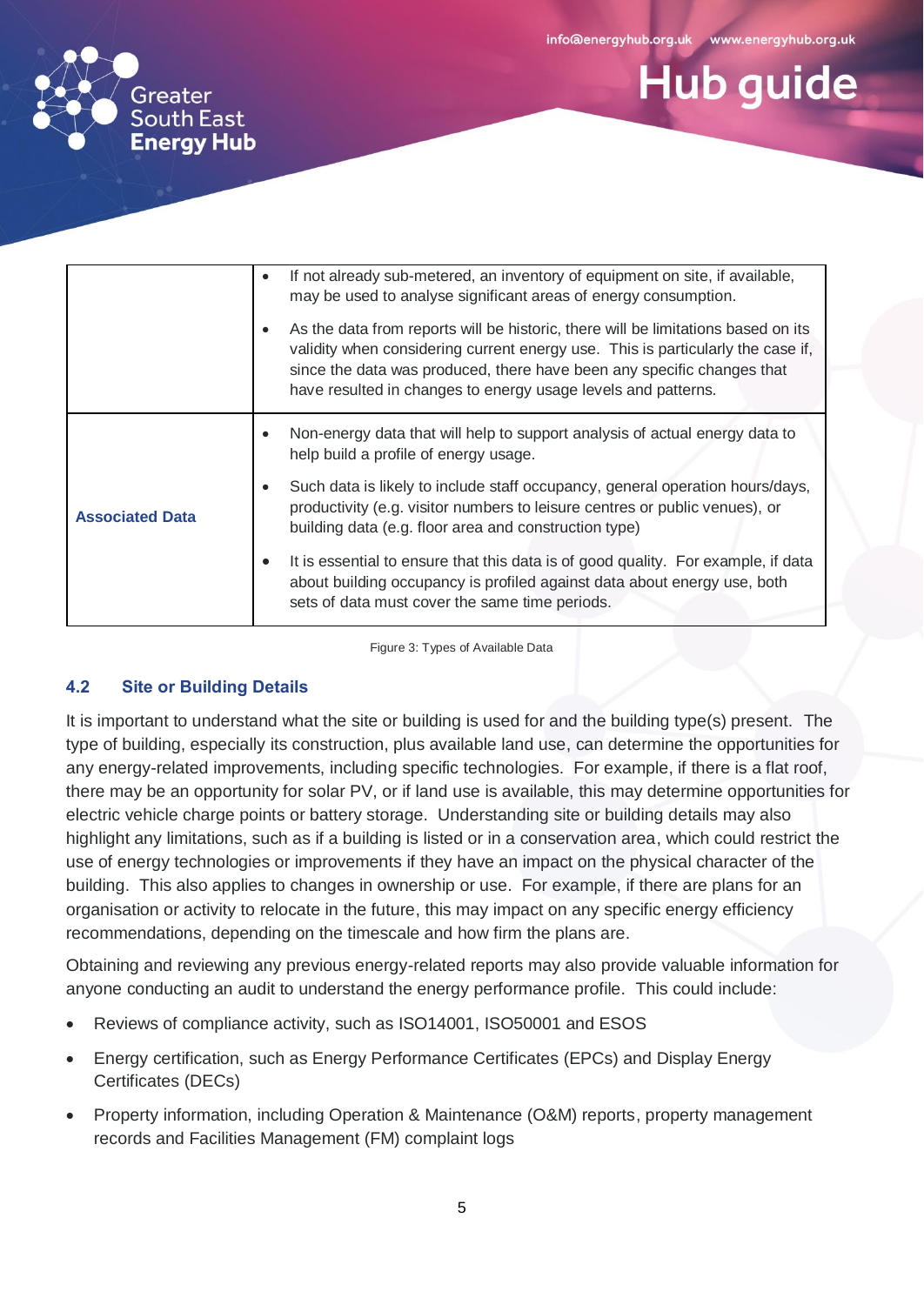| | |
|---|---|
| | • If not already sub-metered, an inventory of equipment on site, if available, may be used to analyse significant areas of energy consumption. <br> • As the data from reports will be historic, there will be limitations based on its validity when considering current energy use. This is particularly the case if, since the data was produced, there have been any specific changes that have resulted in changes to energy usage levels and patterns. |
| **Associated Data** | • Non-energy data that will help to support analysis of actual energy data to help build a profile of energy usage. <br> • Such data is likely to include staff occupancy, general operation hours/days, productivity (e.g. visitor numbers to leisure centres or public venues), or building data (e.g. floor area and construction type) <br> • It is essential to ensure that this data is of good quality. For example, if data about building occupancy is profiled against data about energy use, both sets of data must cover the same time periods. |

Figure 3: Types of Available Data

### 4.2 Site or Building Details

It is important to understand what the site or building is used for and the building type(s) present. The type of building, especially its construction, plus available land use, can determine the opportunities for any energy-related improvements, including specific technologies. For example, if there is a flat roof, there may be an opportunity for solar PV, or if land use is available, this may determine opportunities for electric vehicle charge points or battery storage. Understanding site or building details may also highlight any limitations, such as if a building is listed or in a conservation area, which could restrict the use of energy technologies or improvements if they have an impact on the physical character of the building. This also applies to changes in ownership or use. For example, if there are plans for an organisation or activity to relocate in the future, this may impact on any specific energy efficiency recommendations, depending on the timescale and how firm the plans are.

Obtaining and reviewing any previous energy-related reports may also provide valuable information for anyone conducting an audit to understand the energy performance profile. This could include:

- Reviews of compliance activity, such as ISO14001, ISO50001 and ESOS
- Energy certification, such as Energy Performance Certificates (EPCs) and Display Energy Certificates (DECs)
- Property information, including Operation & Maintenance (O&M) reports, property management records and Facilities Management (FM) complaint logs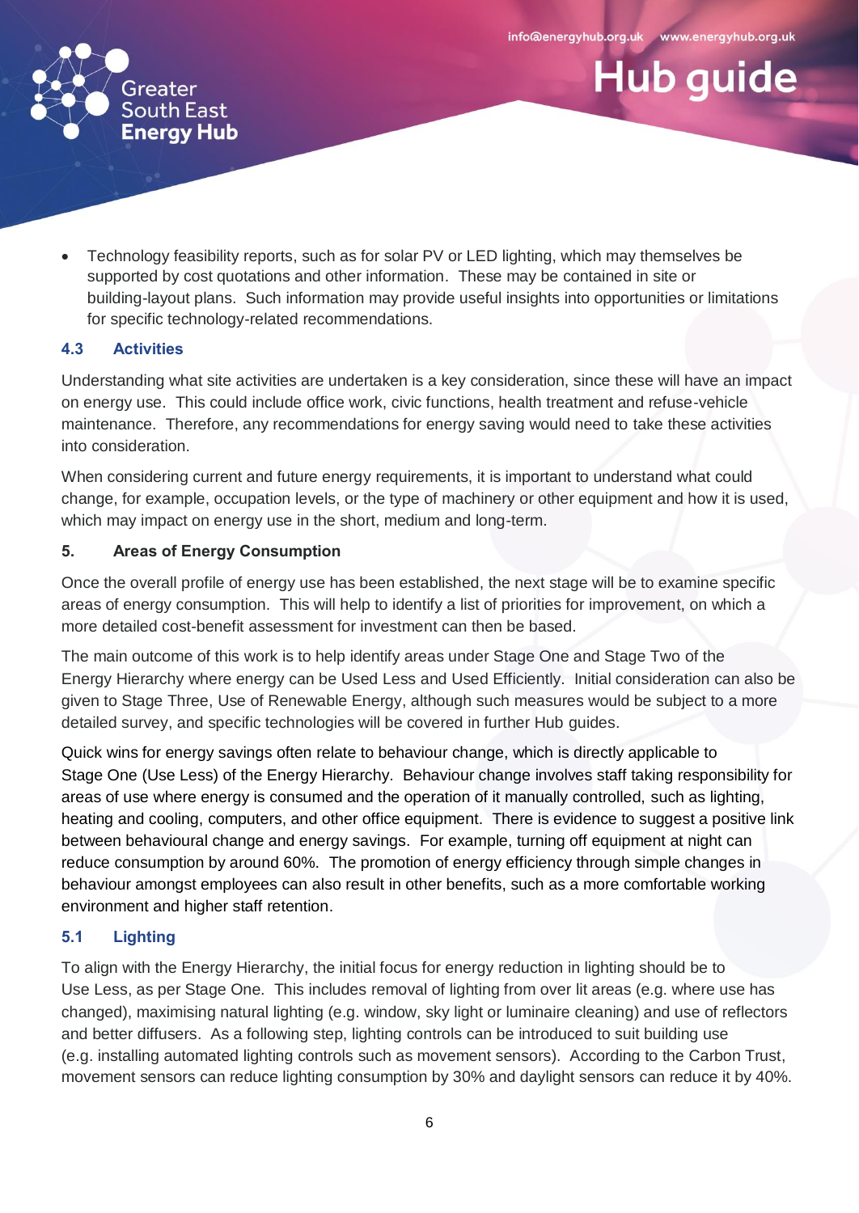- Technology feasibility reports, such as for solar PV or LED lighting, which may themselves be supported by cost quotations and other information. These may be contained in site or building-layout plans. Such information may provide useful insights into opportunities or limitations for specific technology-related recommendations.

### 4.3 Activities

Understanding what site activities are undertaken is a key consideration, since these will have an impact on energy use. This could include office work, civic functions, health treatment and refuse-vehicle maintenance. Therefore, any recommendations for energy saving would need to take these activities into consideration.

When considering current and future energy requirements, it is important to understand what could change, for example, occupation levels, or the type of machinery or other equipment and how it is used, which may impact on energy use in the short, medium and long-term.

## 5. Areas of Energy Consumption

Once the overall profile of energy use has been established, the next stage will be to examine specific areas of energy consumption. This will help to identify a list of priorities for improvement, on which a more detailed cost-benefit assessment for investment can then be based.

The main outcome of this work is to help identify areas under Stage One and Stage Two of the Energy Hierarchy where energy can be Used Less and Used Efficiently. Initial consideration can also be given to Stage Three, Use of Renewable Energy, although such measures would be subject to a more detailed survey, and specific technologies will be covered in further Hub guides.

Quick wins for energy savings often relate to behaviour change, which is directly applicable to Stage One (Use Less) of the Energy Hierarchy. Behaviour change involves staff taking responsibility for areas of use where energy is consumed and the operation of it manually controlled, such as lighting, heating and cooling, computers, and other office equipment. There is evidence to suggest a positive link between behavioural change and energy savings. For example, turning off equipment at night can reduce consumption by around 60%. The promotion of energy efficiency through simple changes in behaviour amongst employees can also result in other benefits, such as a more comfortable working environment and higher staff retention.

### 5.1 Lighting

To align with the Energy Hierarchy, the initial focus for energy reduction in lighting should be to Use Less, as per Stage One. This includes removal of lighting from over lit areas (e.g. where use has changed), maximising natural lighting (e.g. window, sky light or luminaire cleaning) and use of reflectors and better diffusers. As a following step, lighting controls can be introduced to suit building use (e.g. installing automated lighting controls such as movement sensors). According to the Carbon Trust, movement sensors can reduce lighting consumption by 30% and daylight sensors can reduce it by 40%.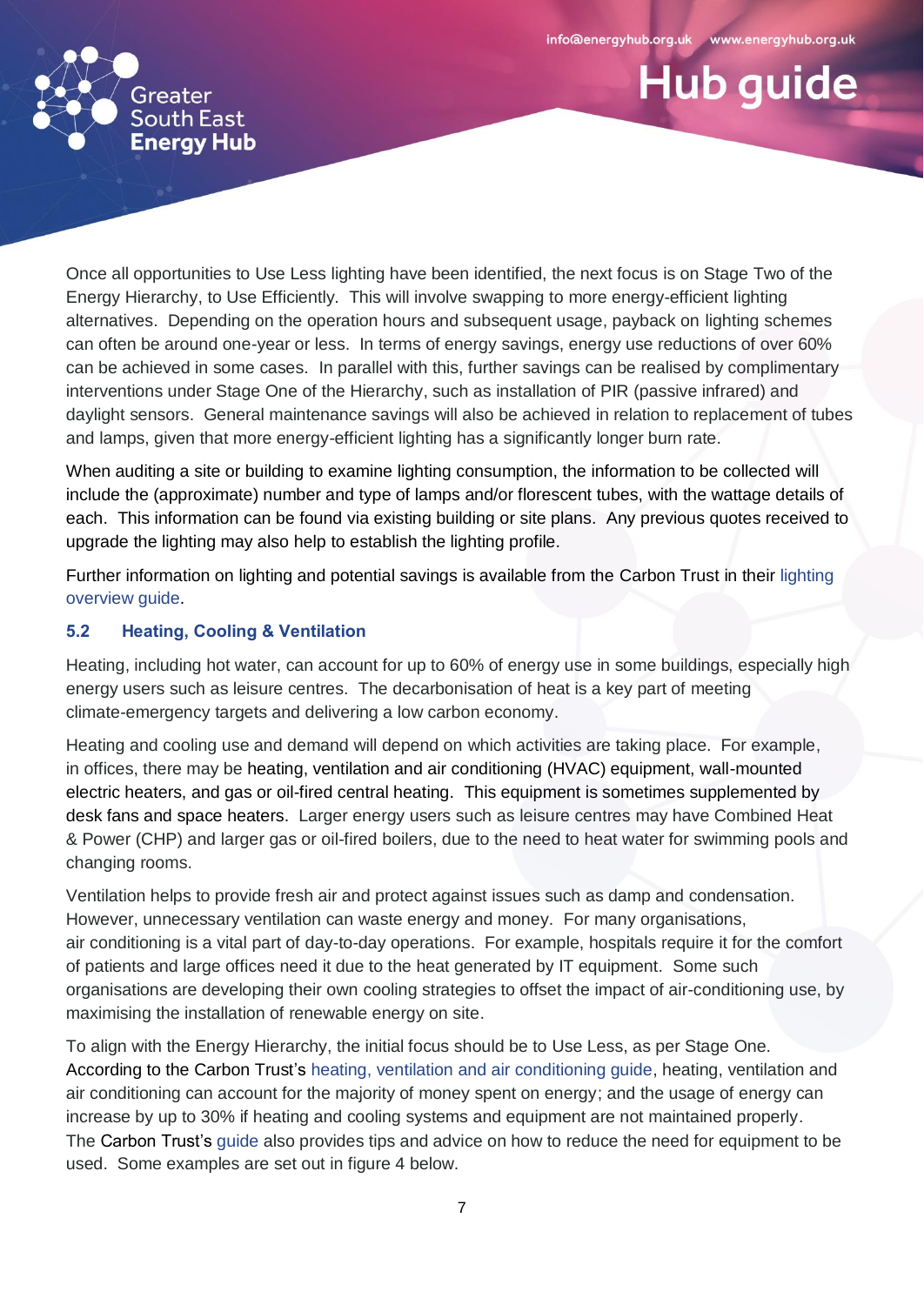Once all opportunities to Use Less lighting have been identified, the next focus is on Stage Two of the Energy Hierarchy, to Use Efficiently. This will involve swapping to more energy-efficient lighting alternatives. Depending on the operation hours and subsequent usage, payback on lighting schemes can often be around one-year or less. In terms of energy savings, energy use reductions of over 60% can be achieved in some cases. In parallel with this, further savings can be realised by complimentary interventions under Stage One of the Hierarchy, such as installation of PIR (passive infrared) and daylight sensors. General maintenance savings will also be achieved in relation to replacement of tubes and lamps, given that more energy-efficient lighting has a significantly longer burn rate.

When auditing a site or building to examine lighting consumption, the information to be collected will include the (approximate) number and type of lamps and/or florescent tubes, with the wattage details of each. This information can be found via existing building or site plans. Any previous quotes received to upgrade the lighting may also help to establish the lighting profile.

Further information on lighting and potential savings is available from the Carbon Trust in their lighting overview guide.

## 5.2 Heating, Cooling & Ventilation

Heating, including hot water, can account for up to 60% of energy use in some buildings, especially high energy users such as leisure centres. The decarbonisation of heat is a key part of meeting climate-emergency targets and delivering a low carbon economy.

Heating and cooling use and demand will depend on which activities are taking place. For example, in offices, there may be heating, ventilation and air conditioning (HVAC) equipment, wall-mounted electric heaters, and gas or oil-fired central heating. This equipment is sometimes supplemented by desk fans and space heaters. Larger energy users such as leisure centres may have Combined Heat & Power (CHP) and larger gas or oil-fired boilers, due to the need to heat water for swimming pools and changing rooms.

Ventilation helps to provide fresh air and protect against issues such as damp and condensation. However, unnecessary ventilation can waste energy and money. For many organisations, air conditioning is a vital part of day-to-day operations. For example, hospitals require it for the comfort of patients and large offices need it due to the heat generated by IT equipment. Some such organisations are developing their own cooling strategies to offset the impact of air-conditioning use, by maximising the installation of renewable energy on site.

To align with the Energy Hierarchy, the initial focus should be to Use Less, as per Stage One. According to the Carbon Trust's heating, ventilation and air conditioning guide, heating, ventilation and air conditioning can account for the majority of money spent on energy; and the usage of energy can increase by up to 30% if heating and cooling systems and equipment are not maintained properly. The Carbon Trust's guide also provides tips and advice on how to reduce the need for equipment to be used. Some examples are set out in figure 4 below.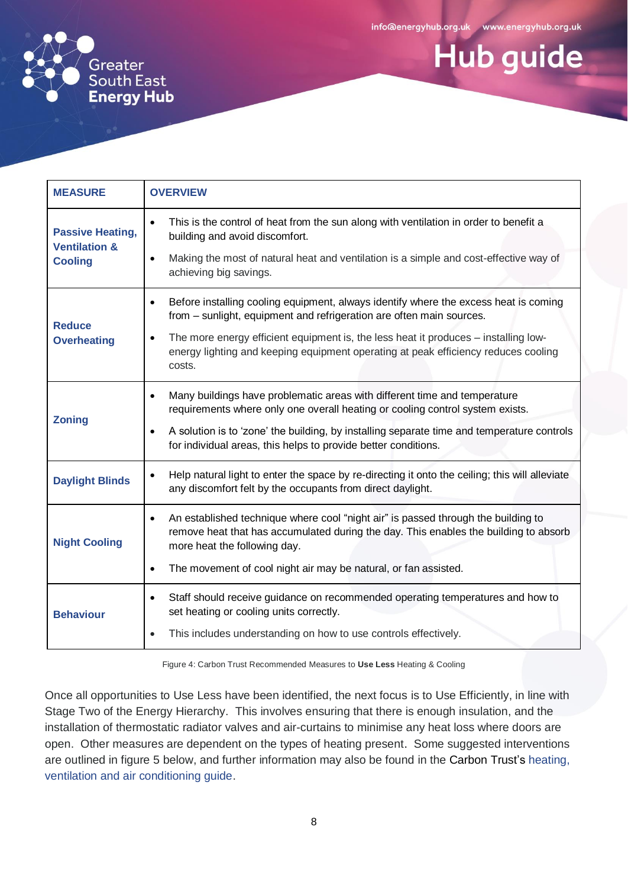| MEASURE | OVERVIEW |
| --- | --- |
| **Passive Heating, Ventilation & Cooling** | • This is the control of heat from the sun along with ventilation in order to benefit a building and avoid discomfort.<br>• Making the most of natural heat and ventilation is a simple and cost-effective way of achieving big savings. |
| **Reduce Overheating** | • Before installing cooling equipment, always identify where the excess heat is coming from – sunlight, equipment and refrigeration are often main sources.<br>• The more energy efficient equipment is, the less heat it produces – installing low-energy lighting and keeping equipment operating at peak efficiency reduces cooling costs. |
| **Zoning** | • Many buildings have problematic areas with different time and temperature requirements where only one overall heating or cooling control system exists.<br>• A solution is to 'zone' the building, by installing separate time and temperature controls for individual areas, this helps to provide better conditions. |
| **Daylight Blinds** | • Help natural light to enter the space by re-directing it onto the ceiling; this will alleviate any discomfort felt by the occupants from direct daylight. |
| **Night Cooling** | • An established technique where cool "night air" is passed through the building to remove heat that has accumulated during the day. This enables the building to absorb more heat the following day.<br>• The movement of cool night air may be natural, or fan assisted. |
| **Behaviour** | • Staff should receive guidance on recommended operating temperatures and how to set heating or cooling units correctly.<br>• This includes understanding on how to use controls effectively. |

Figure 4: Carbon Trust Recommended Measures to **Use Less** Heating & Cooling

Once all opportunities to Use Less have been identified, the next focus is to Use Efficiently, in line with Stage Two of the Energy Hierarchy. This involves ensuring that there is enough insulation, and the installation of thermostatic radiator valves and air-curtains to minimise any heat loss where doors are open. Other measures are dependent on the types of heating present. Some suggested interventions are outlined in figure 5 below, and further information may also be found in the Carbon Trust's heating, ventilation and air conditioning guide.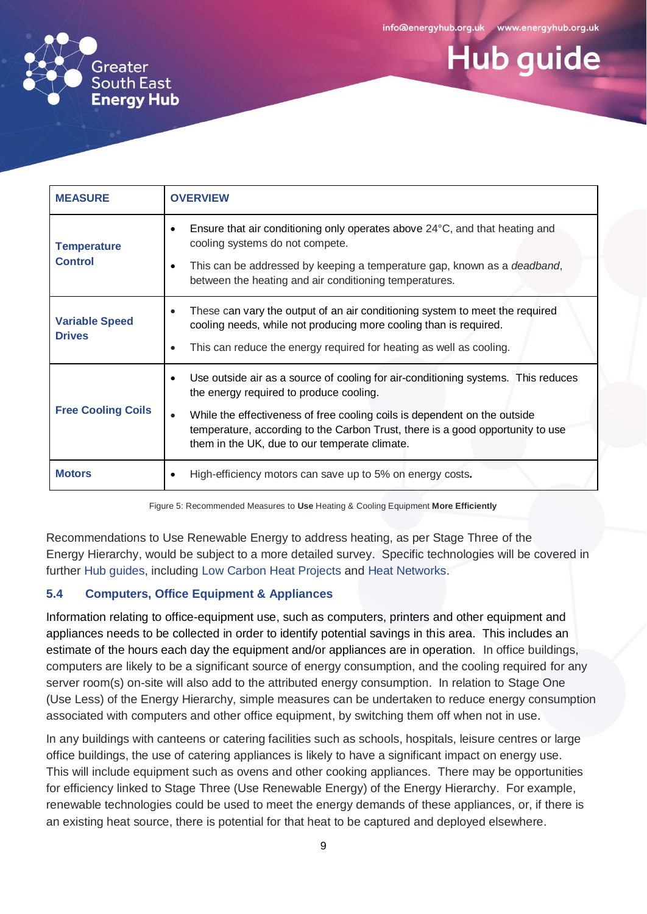| MEASURE | OVERVIEW |
|---|---|
| **Temperature Control** | • Ensure that air conditioning only operates above 24°C, and that heating and cooling systems do not compete.<br>• This can be addressed by keeping a temperature gap, known as a *deadband*, between the heating and air conditioning temperatures. |
| **Variable Speed Drives** | • These can vary the output of an air conditioning system to meet the required cooling needs, while not producing more cooling than is required.<br>• This can reduce the energy required for heating as well as cooling. |
| **Free Cooling Coils** | • Use outside air as a source of cooling for air-conditioning systems. This reduces the energy required to produce cooling.<br>• While the effectiveness of free cooling coils is dependent on the outside temperature, according to the Carbon Trust, there is a good opportunity to use them in the UK, due to our temperate climate. |
| **Motors** | • High-efficiency motors can save up to 5% on energy costs. |

Figure 5: Recommended Measures to **Use** Heating & Cooling Equipment **More Efficiently**

Recommendations to Use Renewable Energy to address heating, as per Stage Three of the Energy Hierarchy, would be subject to a more detailed survey. Specific technologies will be covered in further Hub guides, including Low Carbon Heat Projects and Heat Networks.

### 5.4 Computers, Office Equipment & Appliances

Information relating to office-equipment use, such as computers, printers and other equipment and appliances needs to be collected in order to identify potential savings in this area. This includes an estimate of the hours each day the equipment and/or appliances are in operation. In office buildings, computers are likely to be a significant source of energy consumption, and the cooling required for any server room(s) on-site will also add to the attributed energy consumption. In relation to Stage One (Use Less) of the Energy Hierarchy, simple measures can be undertaken to reduce energy consumption associated with computers and other office equipment, by switching them off when not in use.

In any buildings with canteens or catering facilities such as schools, hospitals, leisure centres or large office buildings, the use of catering appliances is likely to have a significant impact on energy use. This will include equipment such as ovens and other cooking appliances. There may be opportunities for efficiency linked to Stage Three (Use Renewable Energy) of the Energy Hierarchy. For example, renewable technologies could be used to meet the energy demands of these appliances, or, if there is an existing heat source, there is potential for that heat to be captured and deployed elsewhere.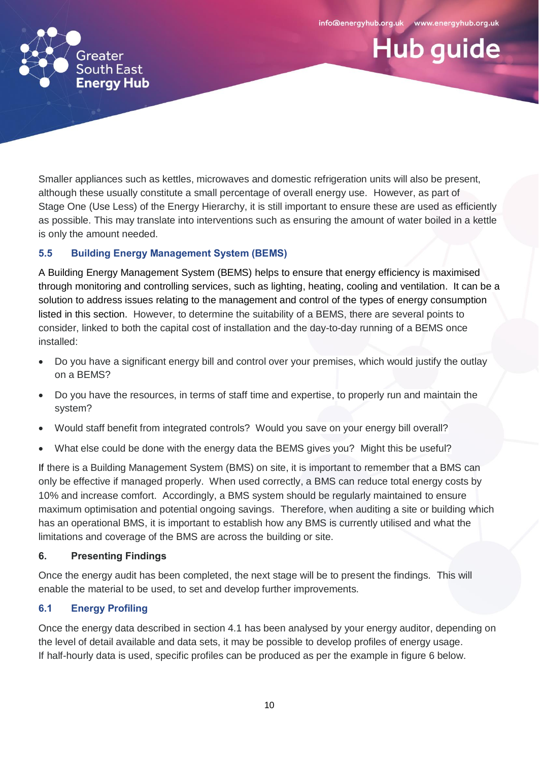Smaller appliances such as kettles, microwaves and domestic refrigeration units will also be present, although these usually constitute a small percentage of overall energy use. However, as part of Stage One (Use Less) of the Energy Hierarchy, it is still important to ensure these are used as efficiently as possible. This may translate into interventions such as ensuring the amount of water boiled in a kettle is only the amount needed.

### 5.5 Building Energy Management System (BEMS)

A Building Energy Management System (BEMS) helps to ensure that energy efficiency is maximised through monitoring and controlling services, such as lighting, heating, cooling and ventilation. It can be a solution to address issues relating to the management and control of the types of energy consumption listed in this section. However, to determine the suitability of a BEMS, there are several points to consider, linked to both the capital cost of installation and the day-to-day running of a BEMS once installed:

- Do you have a significant energy bill and control over your premises, which would justify the outlay on a BEMS?
- Do you have the resources, in terms of staff time and expertise, to properly run and maintain the system?
- Would staff benefit from integrated controls? Would you save on your energy bill overall?
- What else could be done with the energy data the BEMS gives you? Might this be useful?

If there is a Building Management System (BMS) on site, it is important to remember that a BMS can only be effective if managed properly. When used correctly, a BMS can reduce total energy costs by 10% and increase comfort. Accordingly, a BMS system should be regularly maintained to ensure maximum optimisation and potential ongoing savings. Therefore, when auditing a site or building which has an operational BMS, it is important to establish how any BMS is currently utilised and what the limitations and coverage of the BMS are across the building or site.

## 6. Presenting Findings

Once the energy audit has been completed, the next stage will be to present the findings. This will enable the material to be used, to set and develop further improvements.

### 6.1 Energy Profiling

Once the energy data described in section 4.1 has been analysed by your energy auditor, depending on the level of detail available and data sets, it may be possible to develop profiles of energy usage. If half-hourly data is used, specific profiles can be produced as per the example in figure 6 below.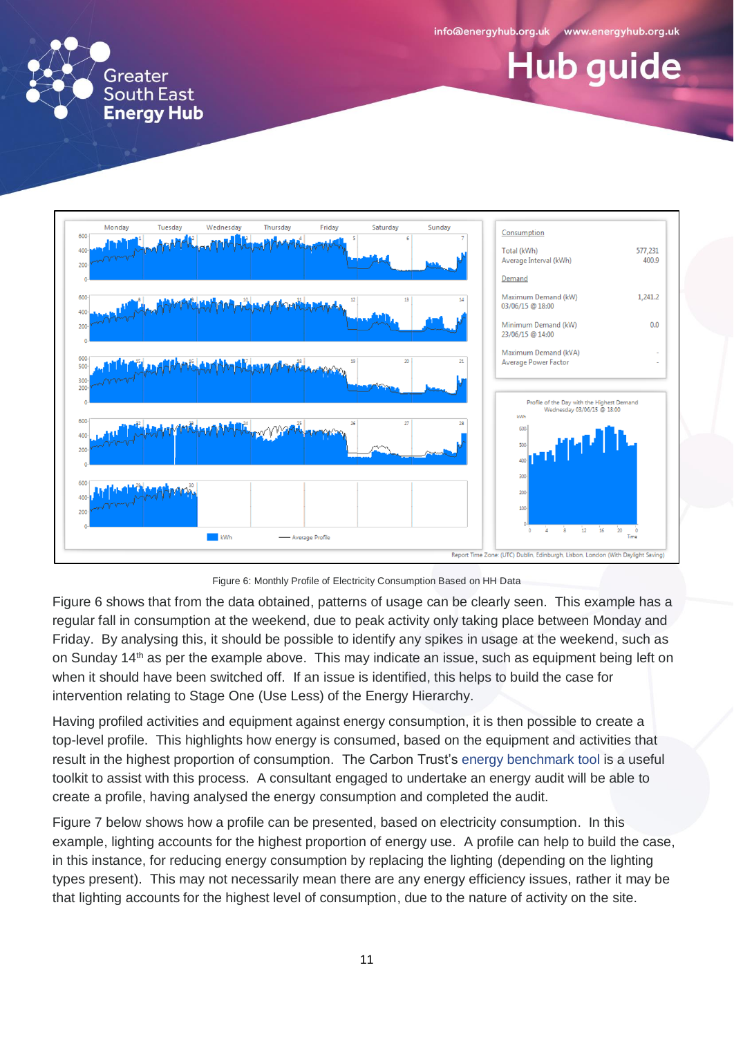Figure 6: Monthly Profile of Electricity Consumption Based on HH Data

Figure 6 shows that from the data obtained, patterns of usage can be clearly seen. This example has a regular fall in consumption at the weekend, due to peak activity only taking place between Monday and Friday. By analysing this, it should be possible to identify any spikes in usage at the weekend, such as on Sunday 14th as per the example above. This may indicate an issue, such as equipment being left on when it should have been switched off. If an issue is identified, this helps to build the case for intervention relating to Stage One (Use Less) of the Energy Hierarchy.

Having profiled activities and equipment against energy consumption, it is then possible to create a top-level profile. This highlights how energy is consumed, based on the equipment and activities that result in the highest proportion of consumption. The Carbon Trust's energy benchmark tool is a useful toolkit to assist with this process. A consultant engaged to undertake an energy audit will be able to create a profile, having analysed the energy consumption and completed the audit.

Figure 7 below shows how a profile can be presented, based on electricity consumption. In this example, lighting accounts for the highest proportion of energy use. A profile can help to build the case, in this instance, for reducing energy consumption by replacing the lighting (depending on the lighting types present). This may not necessarily mean there are any energy efficiency issues, rather it may be that lighting accounts for the highest level of consumption, due to the nature of activity on the site.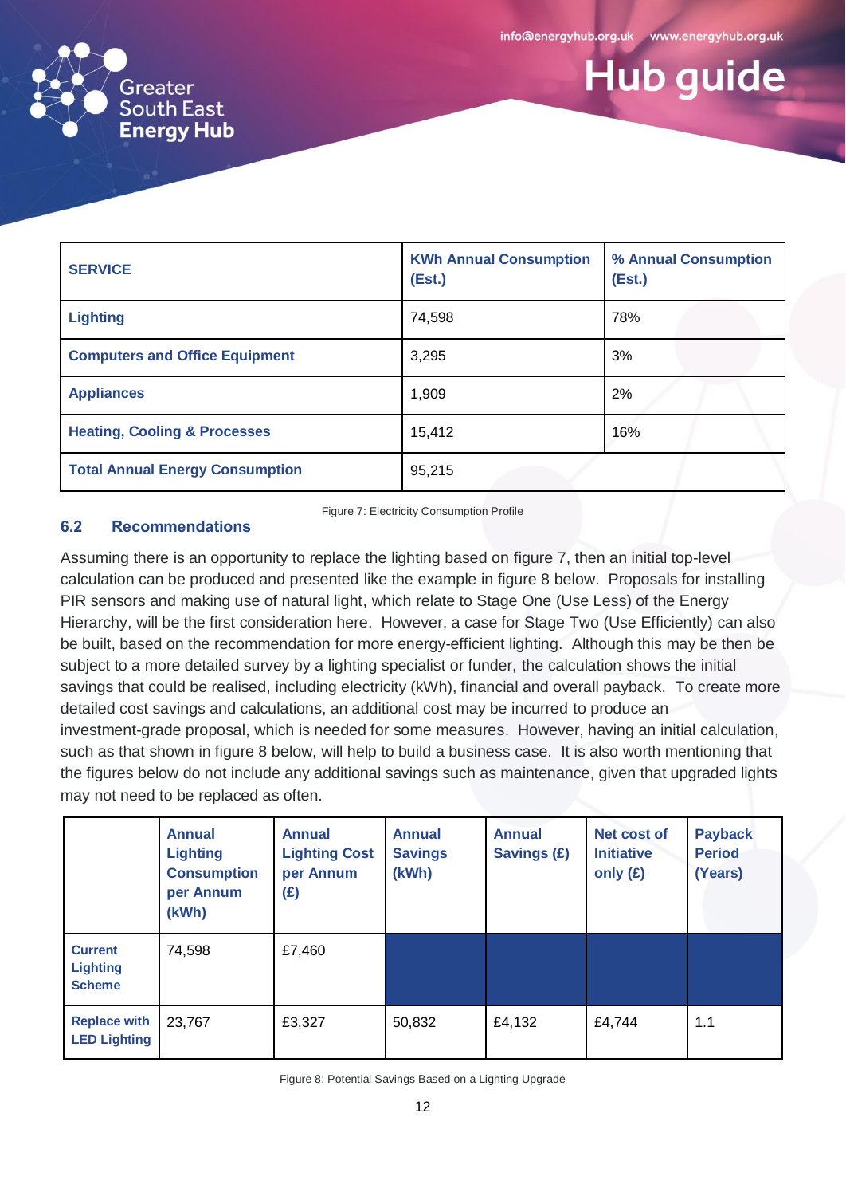| SERVICE | KWh Annual Consumption (Est.) | % Annual Consumption (Est.) |
|---|---|---|
| **Lighting** | 74,598 | 78% |
| **Computers and Office Equipment** | 3,295 | 3% |
| **Appliances** | 1,909 | 2% |
| **Heating, Cooling & Processes** | 15,412 | 16% |
| **Total Annual Energy Consumption** | 95,215 | |

Figure 7: Electricity Consumption Profile

### 6.2 Recommendations

Assuming there is an opportunity to replace the lighting based on figure 7, then an initial top-level calculation can be produced and presented like the example in figure 8 below. Proposals for installing PIR sensors and making use of natural light, which relate to Stage One (Use Less) of the Energy Hierarchy, will be the first consideration here. However, a case for Stage Two (Use Efficiently) can also be built, based on the recommendation for more energy-efficient lighting. Although this may be then be subject to a more detailed survey by a lighting specialist or funder, the calculation shows the initial savings that could be realised, including electricity (kWh), financial and overall payback. To create more detailed cost savings and calculations, an additional cost may be incurred to produce an investment-grade proposal, which is needed for some measures. However, having an initial calculation, such as that shown in figure 8 below, will help to build a business case. It is also worth mentioning that the figures below do not include any additional savings such as maintenance, given that upgraded lights may not need to be replaced as often.

| | Annual Lighting Consumption per Annum (kWh) | Annual Lighting Cost per Annum (£) | Annual Savings (kWh) | Annual Savings (£) | Net cost of Initiative only (£) | Payback Period (Years) |
|---|---|---|---|---|---|---|
| **Current Lighting Scheme** | 74,598 | £7,460 | | | | |
| **Replace with LED Lighting** | 23,767 | £3,327 | 50,832 | £4,132 | £4,744 | 1.1 |

Figure 8: Potential Savings Based on a Lighting Upgrade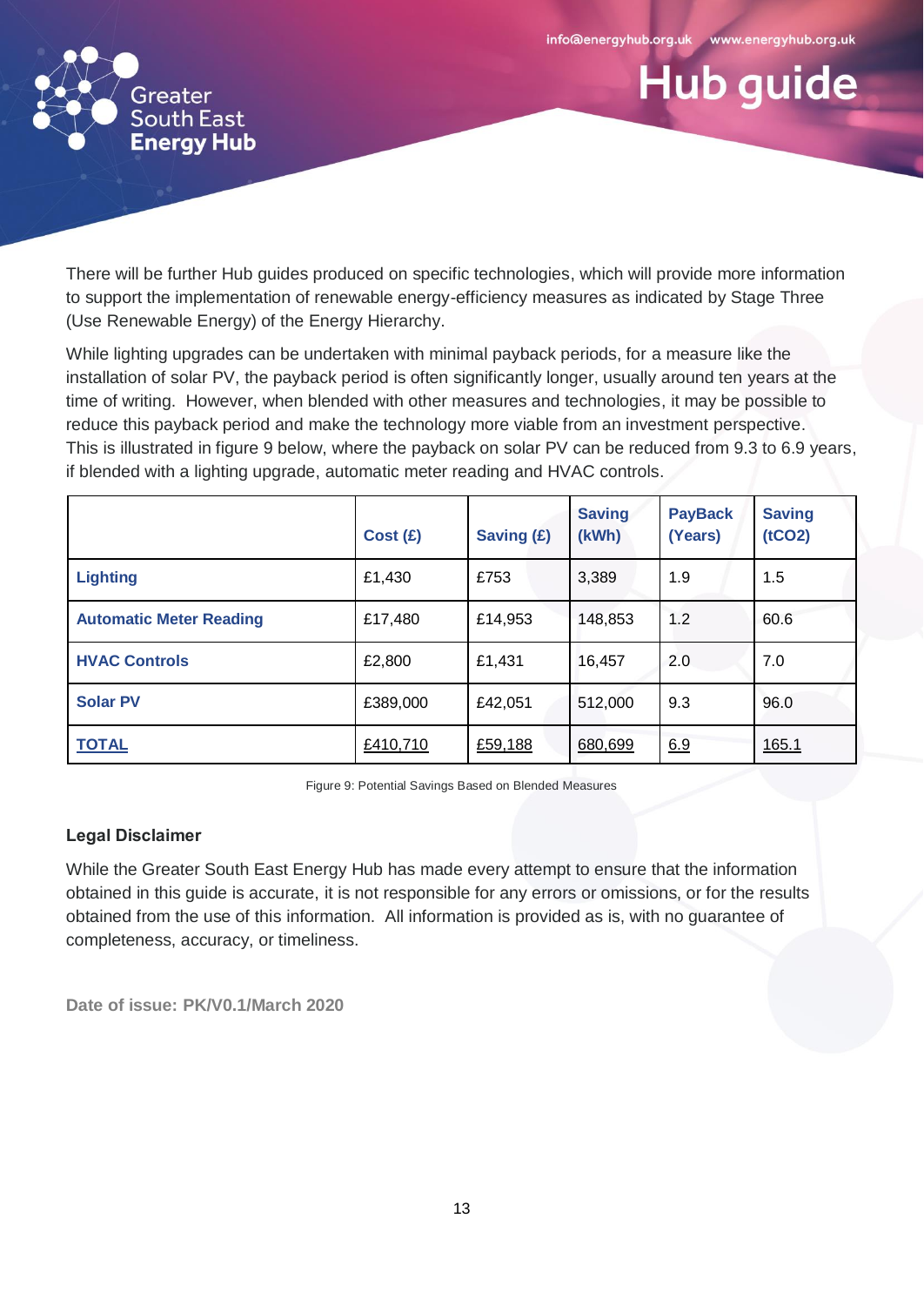There will be further Hub guides produced on specific technologies, which will provide more information to support the implementation of renewable energy-efficiency measures as indicated by Stage Three (Use Renewable Energy) of the Energy Hierarchy.

While lighting upgrades can be undertaken with minimal payback periods, for a measure like the installation of solar PV, the payback period is often significantly longer, usually around ten years at the time of writing. However, when blended with other measures and technologies, it may be possible to reduce this payback period and make the technology more viable from an investment perspective. This is illustrated in figure 9 below, where the payback on solar PV can be reduced from 9.3 to 6.9 years, if blended with a lighting upgrade, automatic meter reading and HVAC controls.

| | Cost (£) | Saving (£) | Saving (kWh) | PayBack (Years) | Saving ($tCO_2$) |
|---|---|---|---|---|---|
| **Lighting** | £1,430 | £753 | 3,389 | 1.9 | 1.5 |
| **Automatic Meter Reading** | £17,480 | £14,953 | 148,853 | 1.2 | 60.6 |
| **HVAC Controls** | £2,800 | £1,431 | 16,457 | 2.0 | 7.0 |
| **Solar PV** | £389,000 | £42,051 | 512,000 | 9.3 | 96.0 |
| **TOTAL** | £410,710 | £59,188 | 680,699 | 6.9 | 165.1 |

Figure 9: Potential Savings Based on Blended Measures

**Legal Disclaimer**

While the Greater South East Energy Hub has made every attempt to ensure that the information obtained in this guide is accurate, it is not responsible for any errors or omissions, or for the results obtained from the use of this information. All information is provided as is, with no guarantee of completeness, accuracy, or timeliness.

**Date of issue: PK/V0.1/March 2020**